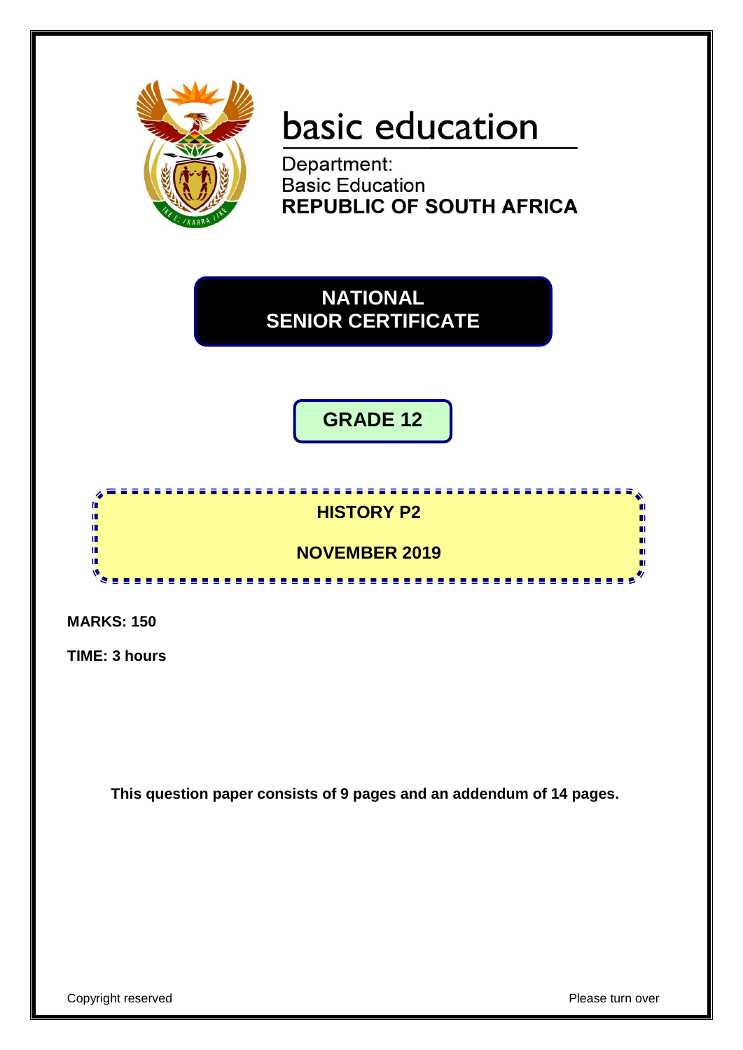# basic education

Department:
Basic Education
**REPUBLIC OF SOUTH AFRICA**

**NATIONAL SENIOR CERTIFICATE**

**GRADE 12**

**HISTORY P2**

**NOVEMBER 2019**

**MARKS: 150**

**TIME: 3 hours**

**This question paper consists of 9 pages and an addendum of 14 pages.**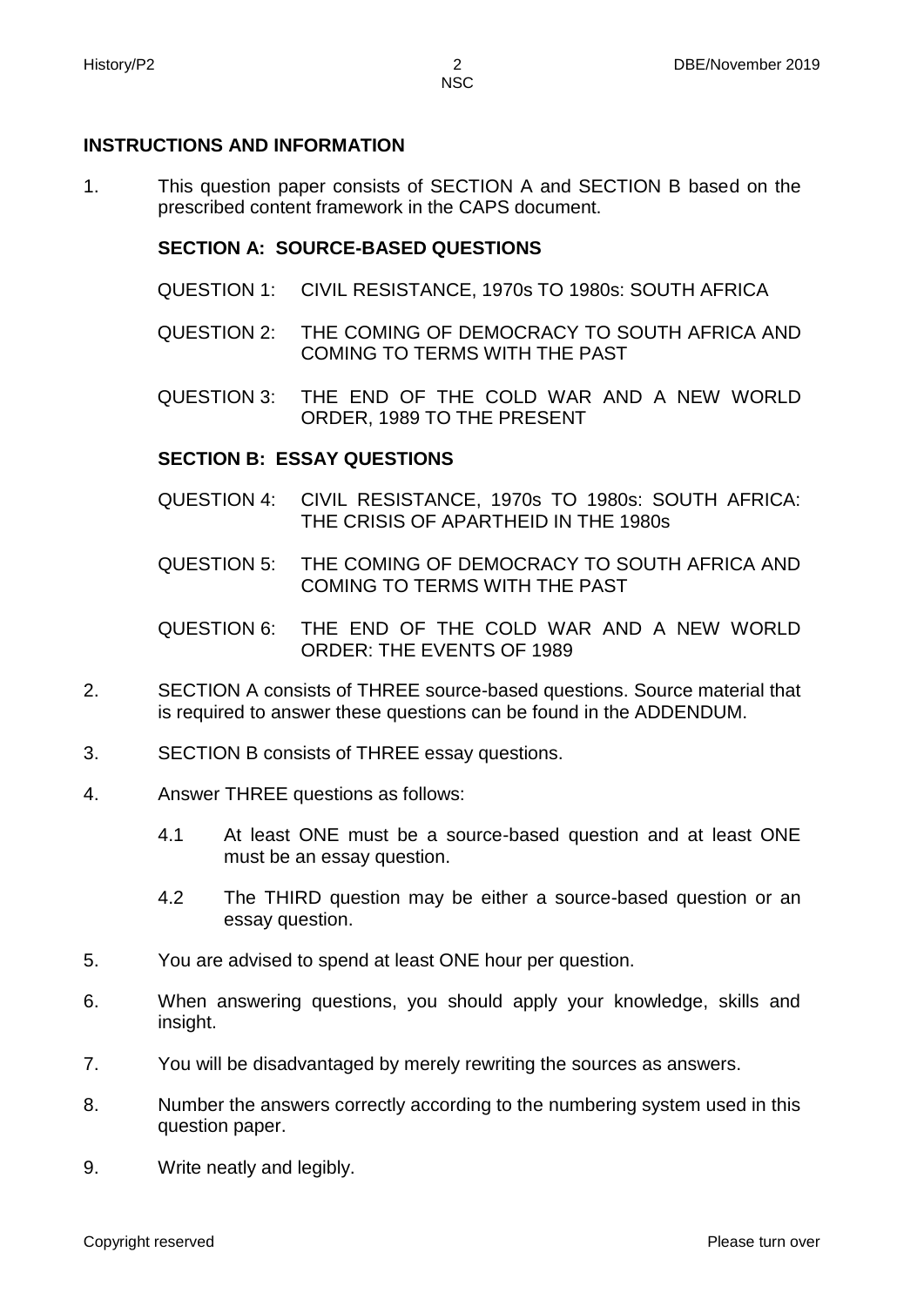## INSTRUCTIONS AND INFORMATION

1. This question paper consists of SECTION A and SECTION B based on the prescribed content framework in the CAPS document.

   **SECTION A: SOURCE-BASED QUESTIONS**

   QUESTION 1: CIVIL RESISTANCE, 1970s TO 1980s: SOUTH AFRICA

   QUESTION 2: THE COMING OF DEMOCRACY TO SOUTH AFRICA AND COMING TO TERMS WITH THE PAST

   QUESTION 3: THE END OF THE COLD WAR AND A NEW WORLD ORDER, 1989 TO THE PRESENT

   **SECTION B: ESSAY QUESTIONS**

   QUESTION 4: CIVIL RESISTANCE, 1970s TO 1980s: SOUTH AFRICA: THE CRISIS OF APARTHEID IN THE 1980s

   QUESTION 5: THE COMING OF DEMOCRACY TO SOUTH AFRICA AND COMING TO TERMS WITH THE PAST

   QUESTION 6: THE END OF THE COLD WAR AND A NEW WORLD ORDER: THE EVENTS OF 1989

2. SECTION A consists of THREE source-based questions. Source material that is required to answer these questions can be found in the ADDENDUM.

3. SECTION B consists of THREE essay questions.

4. Answer THREE questions as follows:

   4.1 At least ONE must be a source-based question and at least ONE must be an essay question.

   4.2 The THIRD question may be either a source-based question or an essay question.

5. You are advised to spend at least ONE hour per question.

6. When answering questions, you should apply your knowledge, skills and insight.

7. You will be disadvantaged by merely rewriting the sources as answers.

8. Number the answers correctly according to the numbering system used in this question paper.

9. Write neatly and legibly.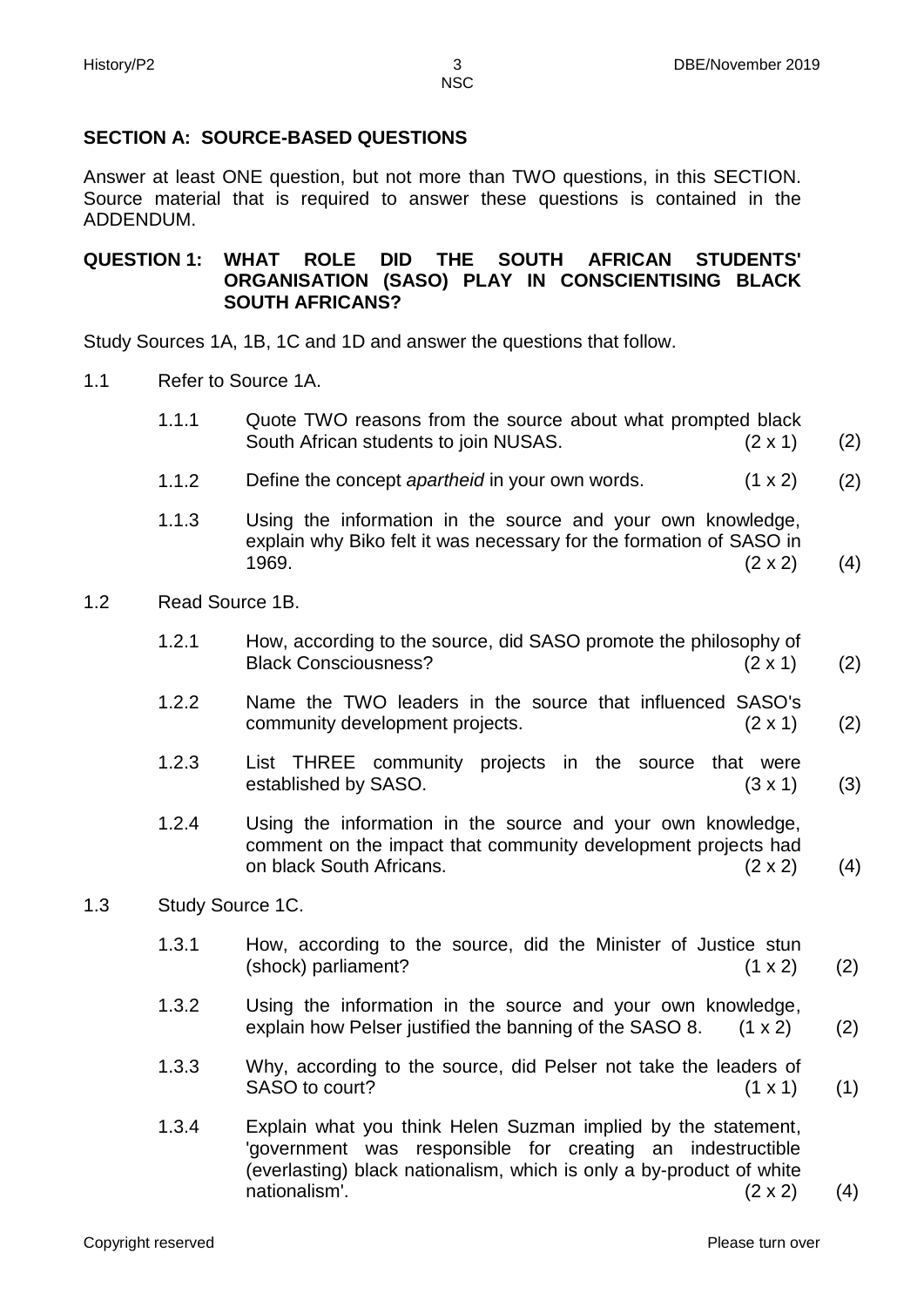## SECTION A: SOURCE-BASED QUESTIONS

Answer at least ONE question, but not more than TWO questions, in this SECTION. Source material that is required to answer these questions is contained in the ADDENDUM.

### QUESTION 1: WHAT ROLE DID THE SOUTH AFRICAN STUDENTS' ORGANISATION (SASO) PLAY IN CONSCIENTISING BLACK SOUTH AFRICANS?

Study Sources 1A, 1B, 1C and 1D and answer the questions that follow.

1.1 Refer to Source 1A.

1.1.1 Quote TWO reasons from the source about what prompted black South African students to join NUSAS. (2 x 1) (2)

1.1.2 Define the concept *apartheid* in your own words. (1 x 2) (2)

1.1.3 Using the information in the source and your own knowledge, explain why Biko felt it was necessary for the formation of SASO in 1969. (2 x 2) (4)

1.2 Read Source 1B.

1.2.1 How, according to the source, did SASO promote the philosophy of Black Consciousness? (2 x 1) (2)

1.2.2 Name the TWO leaders in the source that influenced SASO's community development projects. (2 x 1) (2)

1.2.3 List THREE community projects in the source that were established by SASO. (3 x 1) (3)

1.2.4 Using the information in the source and your own knowledge, comment on the impact that community development projects had on black South Africans. (2 x 2) (4)

1.3 Study Source 1C.

1.3.1 How, according to the source, did the Minister of Justice stun (shock) parliament? (1 x 2) (2)

1.3.2 Using the information in the source and your own knowledge, explain how Pelser justified the banning of the SASO 8. (1 x 2) (2)

1.3.3 Why, according to the source, did Pelser not take the leaders of SASO to court? (1 x 1) (1)

1.3.4 Explain what you think Helen Suzman implied by the statement, 'government was responsible for creating an indestructible (everlasting) black nationalism, which is only a by-product of white nationalism'. (2 x 2) (4)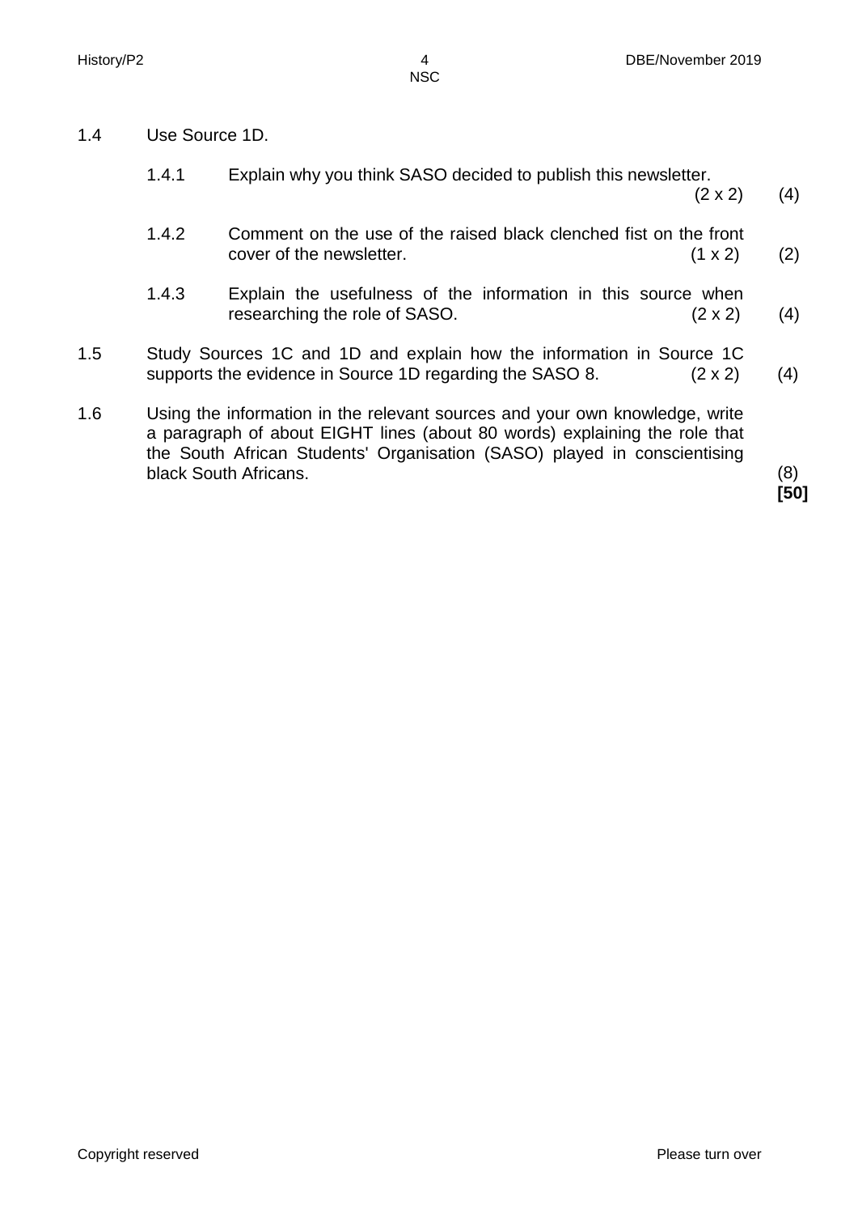1.4 Use Source 1D.

1.4.1 Explain why you think SASO decided to publish this newsletter. (2 x 2) (4)

1.4.2 Comment on the use of the raised black clenched fist on the front cover of the newsletter. (1 x 2) (2)

1.4.3 Explain the usefulness of the information in this source when researching the role of SASO. (2 x 2) (4)

1.5 Study Sources 1C and 1D and explain how the information in Source 1C supports the evidence in Source 1D regarding the SASO 8. (2 x 2) (4)

1.6 Using the information in the relevant sources and your own knowledge, write a paragraph of about EIGHT lines (about 80 words) explaining the role that the South African Students' Organisation (SASO) played in conscientising black South Africans. (8)
**[50]**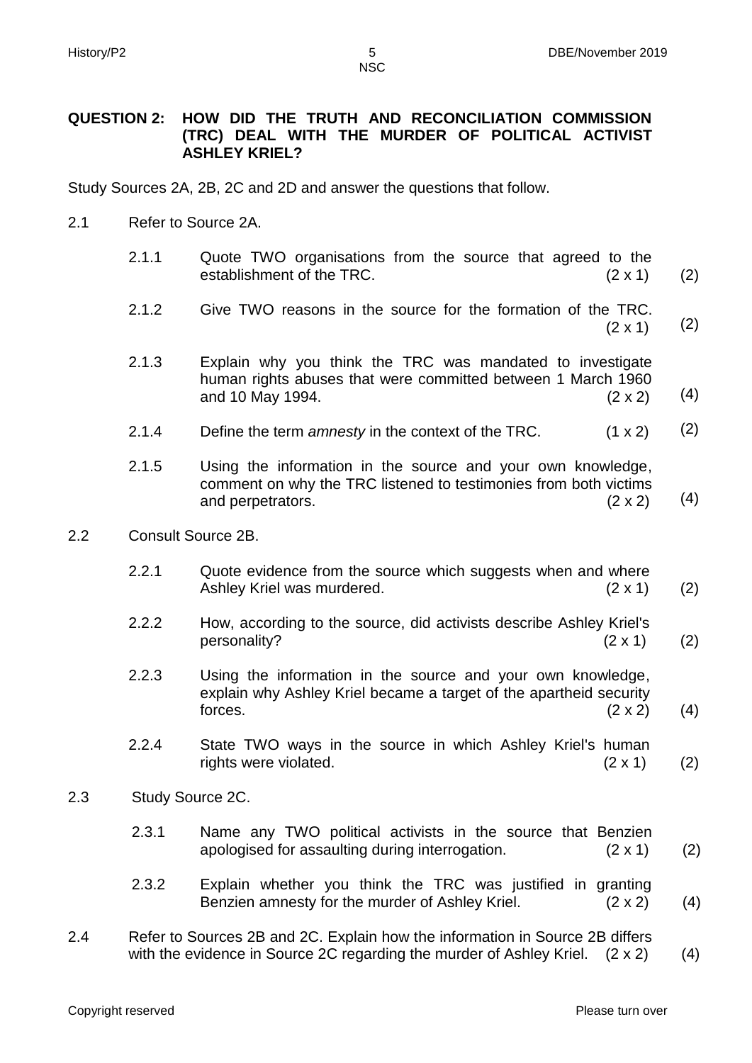**QUESTION 2: HOW DID THE TRUTH AND RECONCILIATION COMMISSION (TRC) DEAL WITH THE MURDER OF POLITICAL ACTIVIST ASHLEY KRIEL?**

Study Sources 2A, 2B, 2C and 2D and answer the questions that follow.

2.1 Refer to Source 2A.

2.1.1 Quote TWO organisations from the source that agreed to the establishment of the TRC. (2 x 1) (2)

2.1.2 Give TWO reasons in the source for the formation of the TRC. (2 x 1) (2)

2.1.3 Explain why you think the TRC was mandated to investigate human rights abuses that were committed between 1 March 1960 and 10 May 1994. (2 x 2) (4)

2.1.4 Define the term *amnesty* in the context of the TRC. (1 x 2) (2)

2.1.5 Using the information in the source and your own knowledge, comment on why the TRC listened to testimonies from both victims and perpetrators. (2 x 2) (4)

2.2 Consult Source 2B.

2.2.1 Quote evidence from the source which suggests when and where Ashley Kriel was murdered. (2 x 1) (2)

2.2.2 How, according to the source, did activists describe Ashley Kriel's personality? (2 x 1) (2)

2.2.3 Using the information in the source and your own knowledge, explain why Ashley Kriel became a target of the apartheid security forces. (2 x 2) (4)

2.2.4 State TWO ways in the source in which Ashley Kriel's human rights were violated. (2 x 1) (2)

2.3 Study Source 2C.

2.3.1 Name any TWO political activists in the source that Benzien apologised for assaulting during interrogation. (2 x 1) (2)

2.3.2 Explain whether you think the TRC was justified in granting Benzien amnesty for the murder of Ashley Kriel. (2 x 2) (4)

2.4 Refer to Sources 2B and 2C. Explain how the information in Source 2B differs with the evidence in Source 2C regarding the murder of Ashley Kriel. (2 x 2) (4)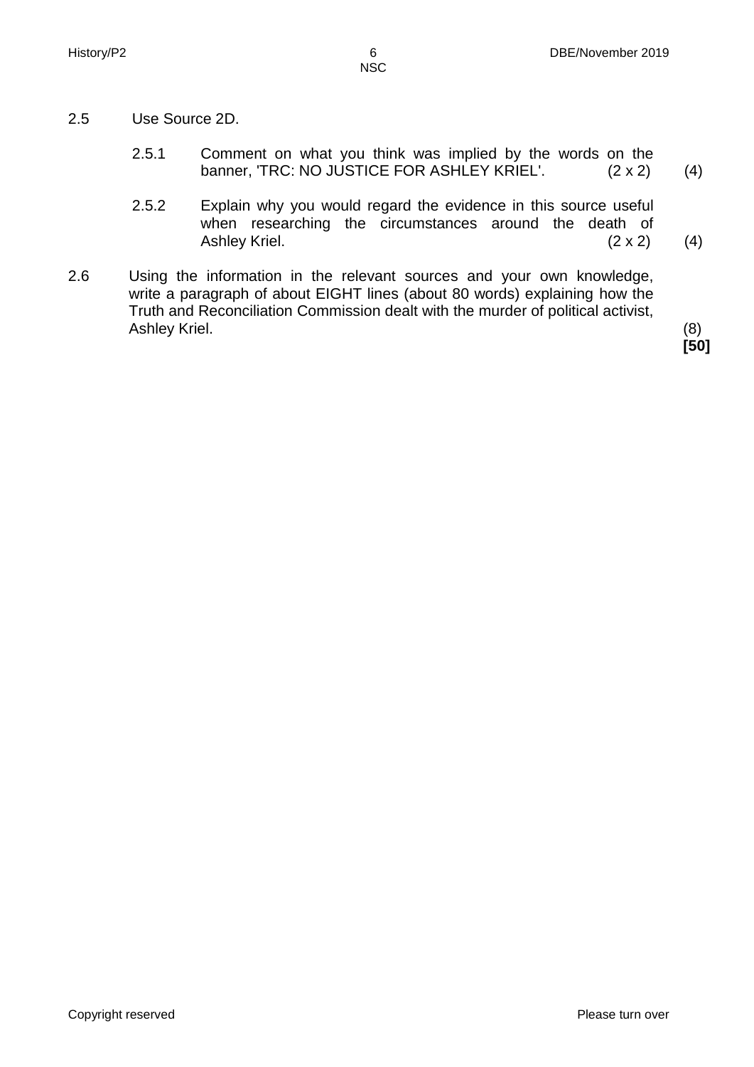2.5 Use Source 2D.

2.5.1 Comment on what you think was implied by the words on the banner, 'TRC: NO JUSTICE FOR ASHLEY KRIEL'. (2 x 2) (4)

2.5.2 Explain why you would regard the evidence in this source useful when researching the circumstances around the death of Ashley Kriel. (2 x 2) (4)

2.6 Using the information in the relevant sources and your own knowledge, write a paragraph of about EIGHT lines (about 80 words) explaining how the Truth and Reconciliation Commission dealt with the murder of political activist, Ashley Kriel. (8)

**[50]**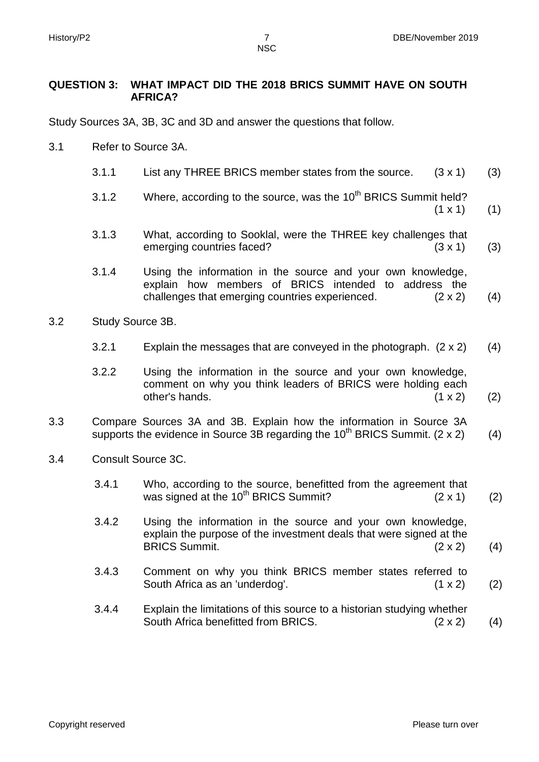## QUESTION 3: WHAT IMPACT DID THE 2018 BRICS SUMMIT HAVE ON SOUTH AFRICA?

Study Sources 3A, 3B, 3C and 3D and answer the questions that follow.

3.1 Refer to Source 3A.

3.1.1 List any THREE BRICS member states from the source. (3 x 1) (3)

3.1.2 Where, according to the source, was the 10th BRICS Summit held? (1 x 1) (1)

3.1.3 What, according to Sooklal, were the THREE key challenges that emerging countries faced? (3 x 1) (3)

3.1.4 Using the information in the source and your own knowledge, explain how members of BRICS intended to address the challenges that emerging countries experienced. (2 x 2) (4)

3.2 Study Source 3B.

3.2.1 Explain the messages that are conveyed in the photograph. (2 x 2) (4)

3.2.2 Using the information in the source and your own knowledge, comment on why you think leaders of BRICS were holding each other's hands. (1 x 2) (2)

3.3 Compare Sources 3A and 3B. Explain how the information in Source 3A supports the evidence in Source 3B regarding the 10th BRICS Summit. (2 x 2) (4)

3.4 Consult Source 3C.

3.4.1 Who, according to the source, benefitted from the agreement that was signed at the 10th BRICS Summit? (2 x 1) (2)

3.4.2 Using the information in the source and your own knowledge, explain the purpose of the investment deals that were signed at the BRICS Summit. (2 x 2) (4)

3.4.3 Comment on why you think BRICS member states referred to South Africa as an 'underdog'. (1 x 2) (2)

3.4.4 Explain the limitations of this source to a historian studying whether South Africa benefitted from BRICS. (2 x 2) (4)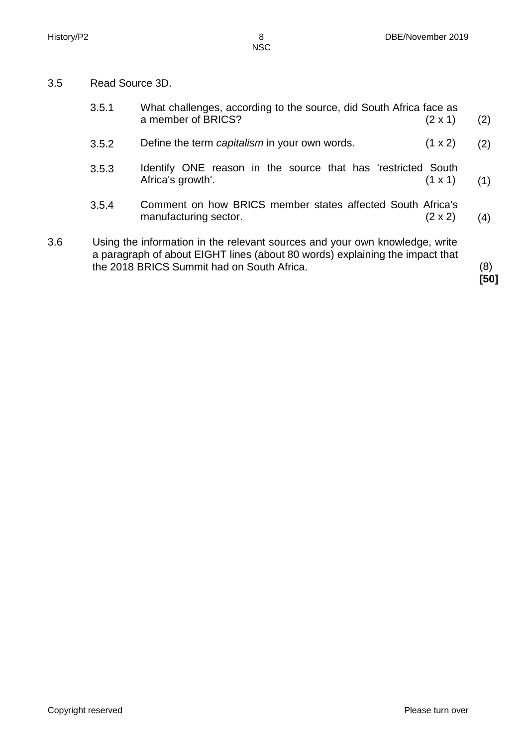3.5 Read Source 3D.

3.5.1 What challenges, according to the source, did South Africa face as a member of BRICS? (2 x 1) (2)

3.5.2 Define the term *capitalism* in your own words. (1 x 2) (2)

3.5.3 Identify ONE reason in the source that has 'restricted South Africa's growth'. (1 x 1) (1)

3.5.4 Comment on how BRICS member states affected South Africa's manufacturing sector. (2 x 2) (4)

3.6 Using the information in the relevant sources and your own knowledge, write a paragraph of about EIGHT lines (about 80 words) explaining the impact that the 2018 BRICS Summit had on South Africa. (8)

**[50]**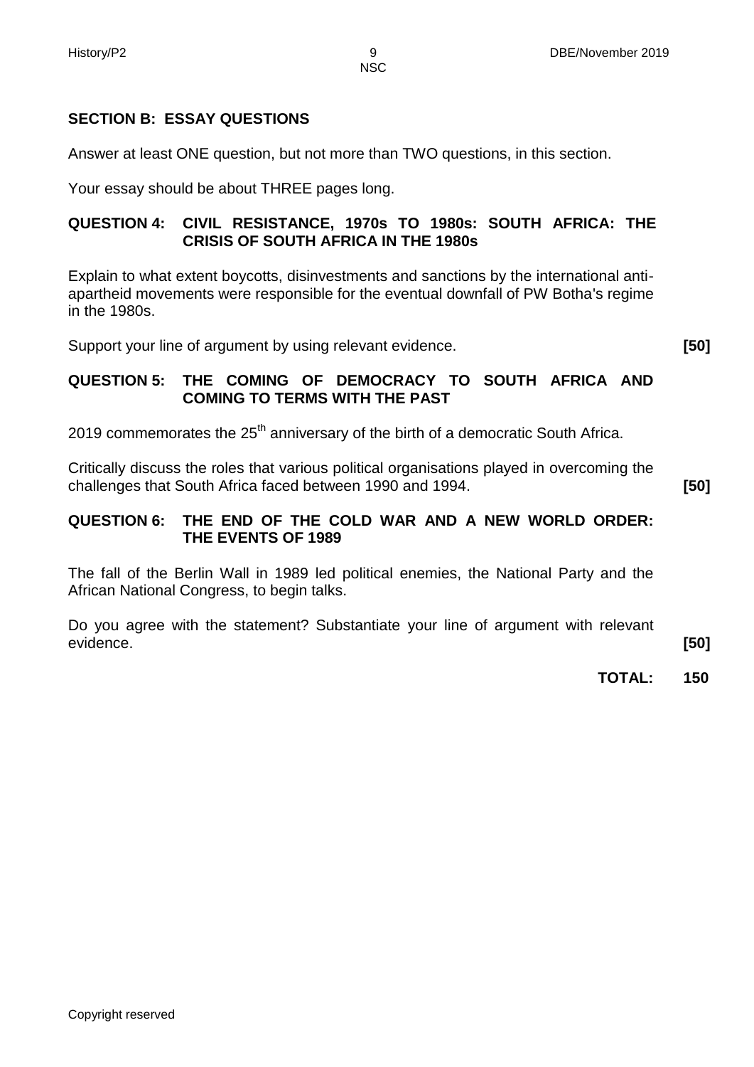## SECTION B: ESSAY QUESTIONS

Answer at least ONE question, but not more than TWO questions, in this section.

Your essay should be about THREE pages long.

### QUESTION 4: CIVIL RESISTANCE, 1970s TO 1980s: SOUTH AFRICA: THE CRISIS OF SOUTH AFRICA IN THE 1980s

Explain to what extent boycotts, disinvestments and sanctions by the international anti-apartheid movements were responsible for the eventual downfall of PW Botha's regime in the 1980s.

Support your line of argument by using relevant evidence. **[50]**

### QUESTION 5: THE COMING OF DEMOCRACY TO SOUTH AFRICA AND COMING TO TERMS WITH THE PAST

2019 commemorates the 25th anniversary of the birth of a democratic South Africa.

Critically discuss the roles that various political organisations played in overcoming the challenges that South Africa faced between 1990 and 1994. **[50]**

### QUESTION 6: THE END OF THE COLD WAR AND A NEW WORLD ORDER: THE EVENTS OF 1989

The fall of the Berlin Wall in 1989 led political enemies, the National Party and the African National Congress, to begin talks.

Do you agree with the statement? Substantiate your line of argument with relevant evidence. **[50]**

**TOTAL: 150**